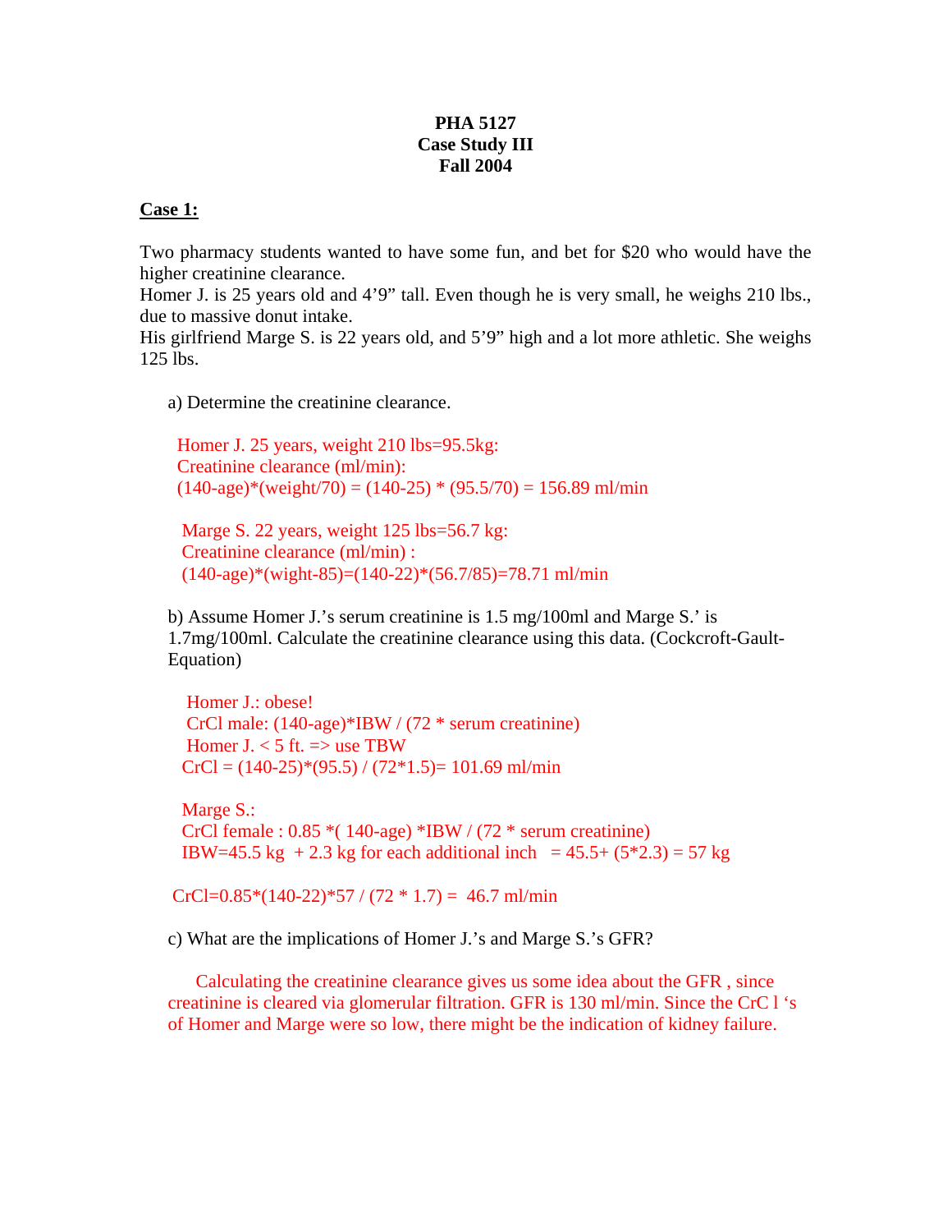**PHA 5127**
**Case Study III**
**Fall 2004**

**Case 1:**

Two pharmacy students wanted to have some fun, and bet for $20 who would have the higher creatinine clearance.
Homer J. is 25 years old and 4'9" tall. Even though he is very small, he weighs 210 lbs., due to massive donut intake.
His girlfriend Marge S. is 22 years old, and 5'9" high and a lot more athletic. She weighs 125 lbs.

a) Determine the creatinine clearance.

Homer J. 25 years, weight 210 lbs=95.5kg:
Creatinine clearance (ml/min):
$(140\text{-age})*(\text{weight}/70) = (140-25) * (95.5/70) = 156.89$ ml/min

Marge S. 22 years, weight 125 lbs=56.7 kg:
Creatinine clearance (ml/min) :
$(140\text{-age})*(\text{wight}-85)=(140-22)*(56.7/85)=78.71$ ml/min

b) Assume Homer J.'s serum creatinine is 1.5 mg/100ml and Marge S.' is 1.7mg/100ml. Calculate the creatinine clearance using this data. (Cockcroft-Gault-Equation)

Homer J.: obese!
CrCl male: $(140\text{-age})*\text{IBW} / (72 * \text{serum creatinine})$
Homer J. < 5 ft. => use TBW
$\text{CrCl} = (140-25)*(95.5) / (72*1.5)= 101.69$ ml/min

Marge S.:
CrCl female : $0.85 *( 140\text{-age}) *\text{IBW} / (72 * \text{serum creatinine})$
IBW=45.5 kg + 2.3 kg for each additional inch $= 45.5+ (5*2.3) = 57$ kg

$\text{CrCl}=0.85*(140-22)*57 / (72 * 1.7) = 46.7$ ml/min

c) What are the implications of Homer J.'s and Marge S.'s GFR?

Calculating the creatinine clearance gives us some idea about the GFR , since creatinine is cleared via glomerular filtration. GFR is 130 ml/min. Since the CrC l 's of Homer and Marge were so low, there might be the indication of kidney failure.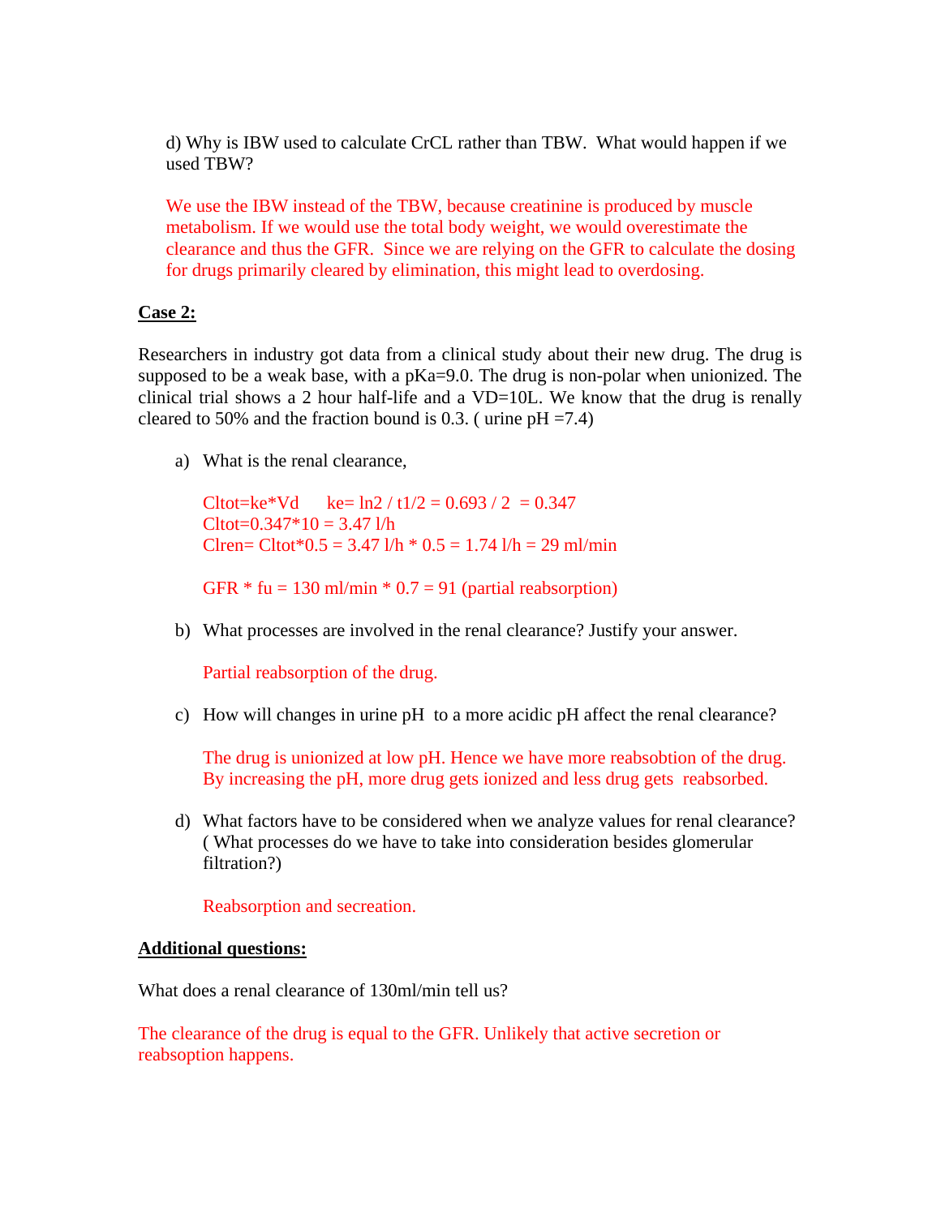d) Why is IBW used to calculate CrCL rather than TBW. What would happen if we used TBW?

We use the IBW instead of the TBW, because creatinine is produced by muscle metabolism. If we would use the total body weight, we would overestimate the clearance and thus the GFR. Since we are relying on the GFR to calculate the dosing for drugs primarily cleared by elimination, this might lead to overdosing.

**Case 2:**

Researchers in industry got data from a clinical study about their new drug. The drug is supposed to be a weak base, with a pKa=9.0. The drug is non-polar when unionized. The clinical trial shows a 2 hour half-life and a VD=10L. We know that the drug is renally cleared to 50% and the fraction bound is 0.3. ( urine pH =7.4)

a) What is the renal clearance,

$Cl_{tot} = k_e * V_d$ $\quad$ $k_e = \ln 2 / t_{1/2} = 0.693 / 2 = 0.347$
$Cl_{tot} = 0.347*10 = 3.47$ l/h
$Cl_{ren} = Cl_{tot}*0.5 = 3.47$ l/h $* 0.5 = 1.74$ l/h $= 29$ ml/min

$GFR * f_u = 130$ ml/min $* 0.7 = 91$ (partial reabsorption)

b) What processes are involved in the renal clearance? Justify your answer.

Partial reabsorption of the drug.

c) How will changes in urine pH to a more acidic pH affect the renal clearance?

The drug is unionized at low pH. Hence we have more reabsobtion of the drug. By increasing the pH, more drug gets ionized and less drug gets reabsorbed.

d) What factors have to be considered when we analyze values for renal clearance? ( What processes do we have to take into consideration besides glomerular filtration?)

Reabsorption and secreation.

**Additional questions:**

What does a renal clearance of 130ml/min tell us?

The clearance of the drug is equal to the GFR. Unlikely that active secretion or reabsoption happens.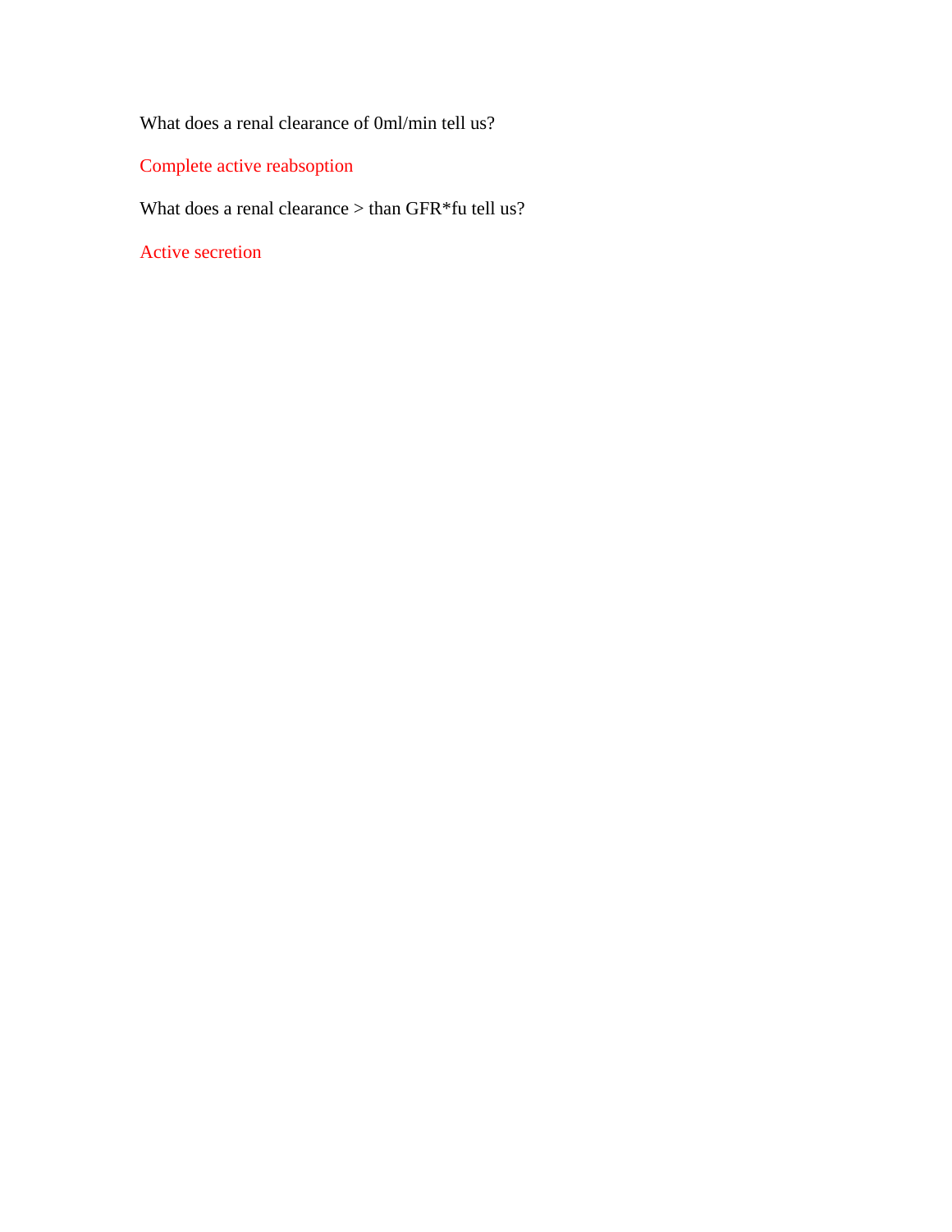What does a renal clearance of 0ml/min tell us?

Complete active reabsoption

What does a renal clearance > than GFR*fu tell us?

Active secretion